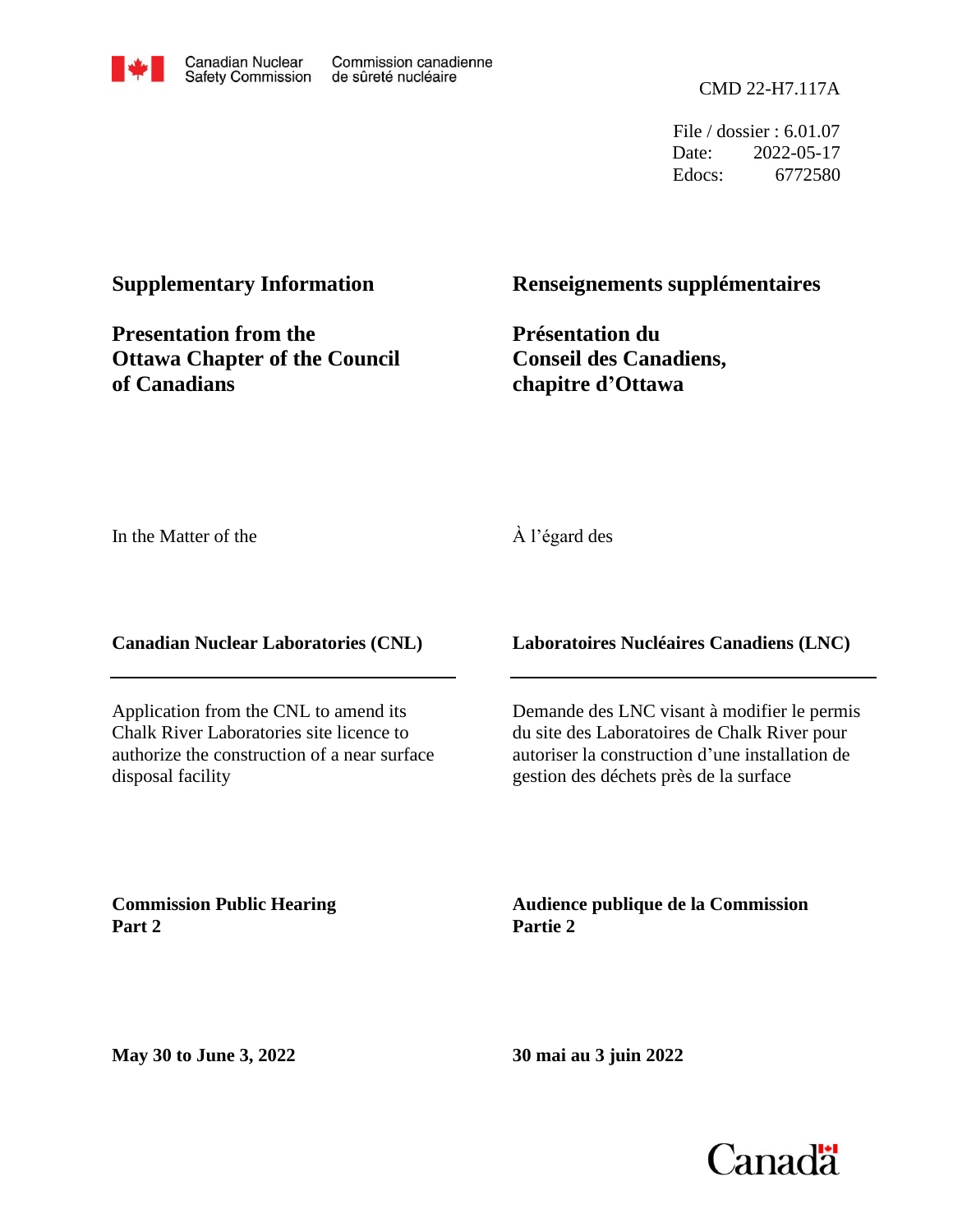Canadian Nuclear Safety Commission / Commission canadienne de sûreté nucléaire

CMD 22-H7.117A

File / dossier : 6.01.07
Date: 2022-05-17
Edocs: 6772580

## Supplementary Information

## Presentation from the Ottawa Chapter of the Council of Canadians

In the Matter of the

**Canadian Nuclear Laboratories (CNL)**

Application from the CNL to amend its Chalk River Laboratories site licence to authorize the construction of a near surface disposal facility

**Commission Public Hearing**
**Part 2**

**May 30 to June 3, 2022**

## Renseignements supplémentaires

## Présentation du Conseil des Canadiens, chapitre d'Ottawa

À l'égard des

**Laboratoires Nucléaires Canadiens (LNC)**

Demande des LNC visant à modifier le permis du site des Laboratoires de Chalk River pour autoriser la construction d'une installation de gestion des déchets près de la surface

**Audience publique de la Commission**
**Partie 2**

**30 mai au 3 juin 2022**

Canada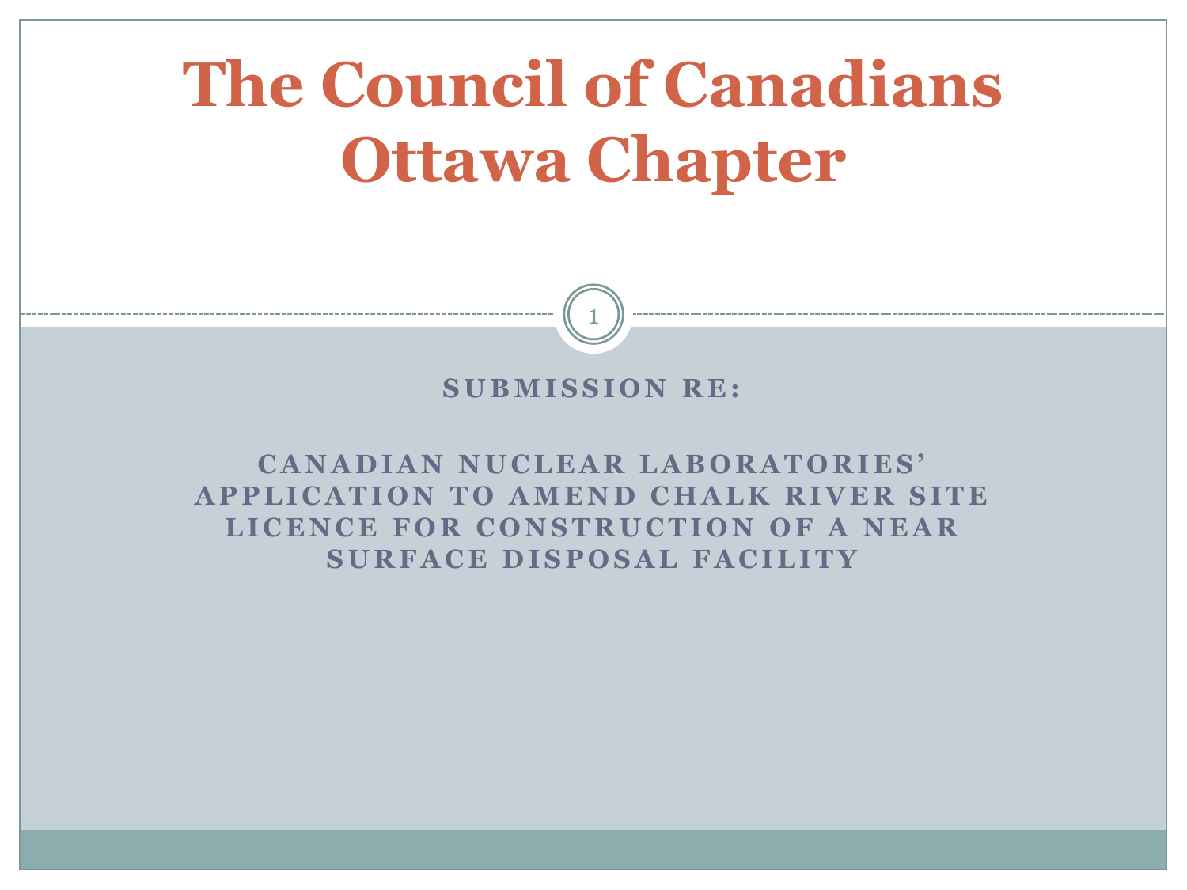# The Council of Canadians Ottawa Chapter

**SUBMISSION RE:**

**CANADIAN NUCLEAR LABORATORIES' APPLICATION TO AMEND CHALK RIVER SITE LICENCE FOR CONSTRUCTION OF A NEAR SURFACE DISPOSAL FACILITY**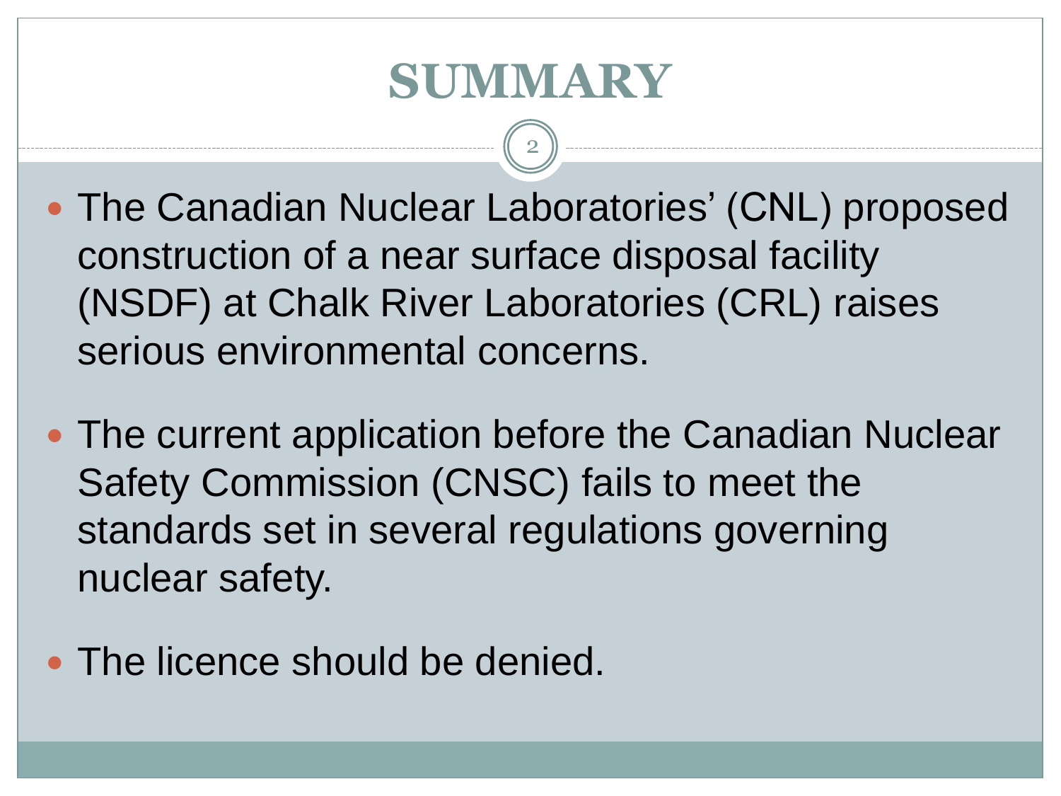# SUMMARY

- The Canadian Nuclear Laboratories' (CNL) proposed construction of a near surface disposal facility (NSDF) at Chalk River Laboratories (CRL) raises serious environmental concerns.

- The current application before the Canadian Nuclear Safety Commission (CNSC) fails to meet the standards set in several regulations governing nuclear safety.

- The licence should be denied.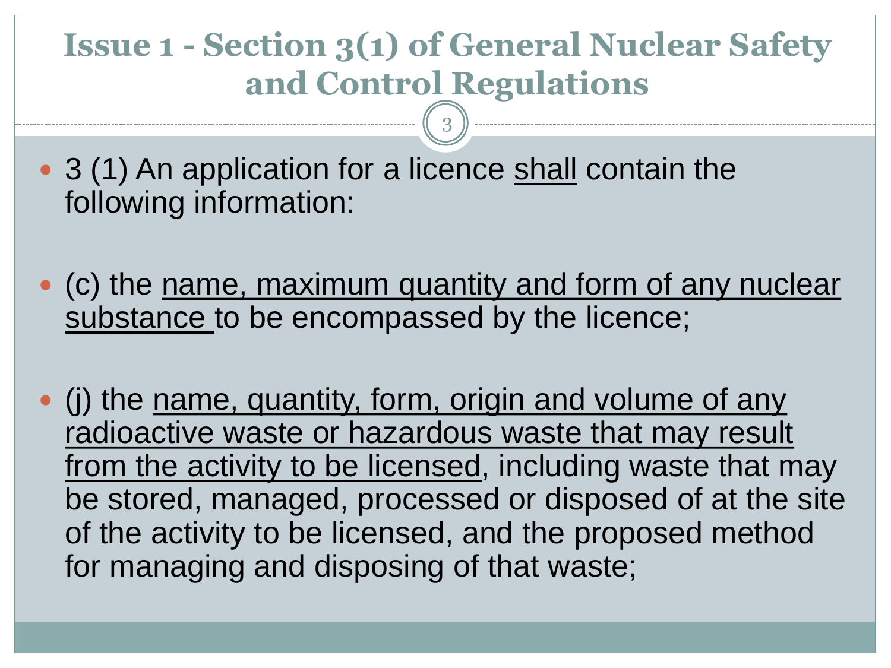# Issue 1 - Section 3(1) of General Nuclear Safety and Control Regulations

- 3 (1) An application for a licence <u>shall</u> contain the following information:

- (c) the <u>name, maximum quantity and form of any nuclear substance</u> to be encompassed by the licence;

- (j) the <u>name, quantity, form, origin and volume of any radioactive waste or hazardous waste that may result from the activity to be licensed</u>, including waste that may be stored, managed, processed or disposed of at the site of the activity to be licensed, and the proposed method for managing and disposing of that waste;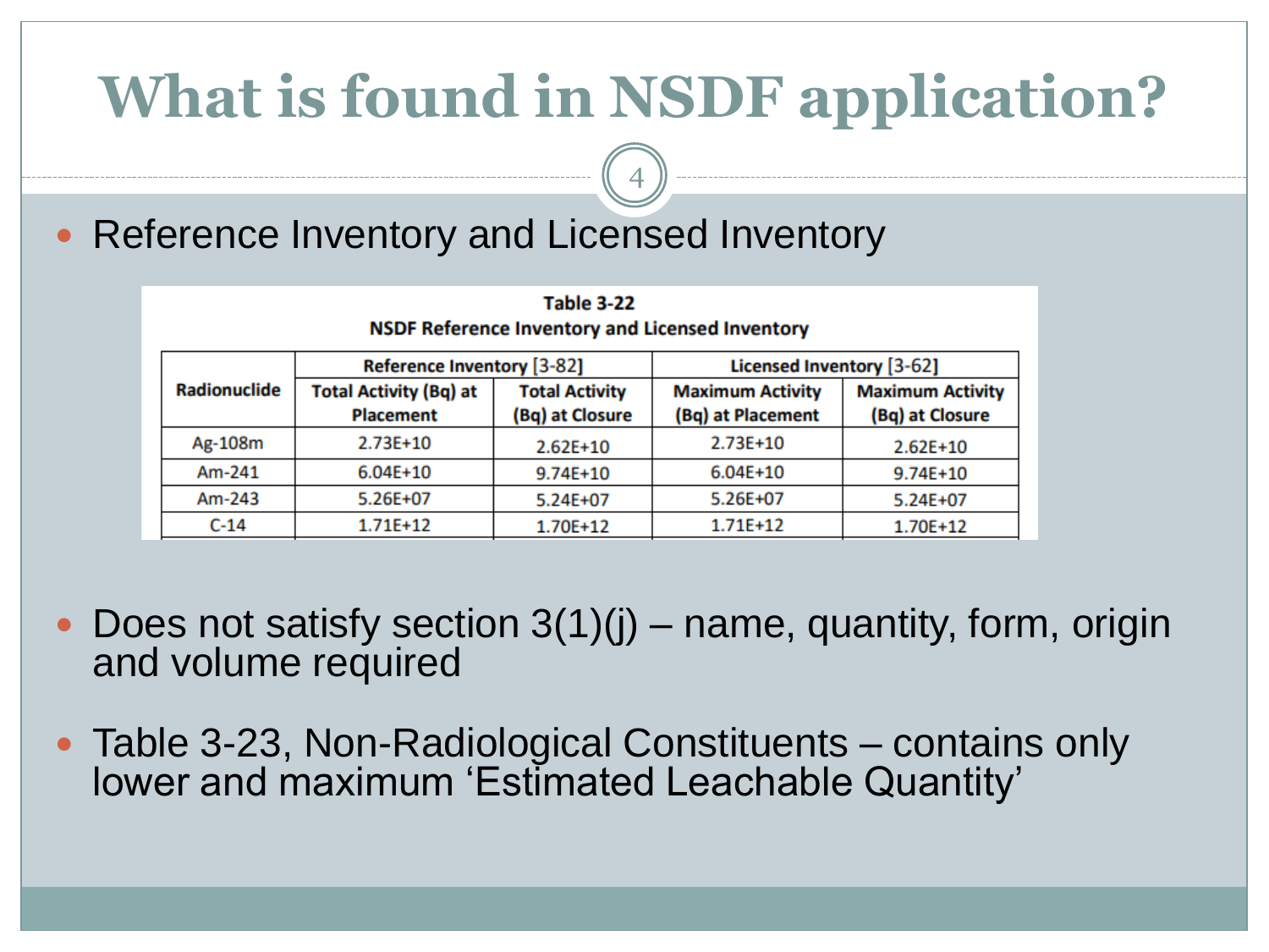# What is found in NSDF application?

- Reference Inventory and Licensed Inventory

**Table 3-22**
**NSDF Reference Inventory and Licensed Inventory**

| Radionuclide | Reference Inventory [3-82] | | Licensed Inventory [3-62] | |
|---|---|---|---|---|
| | Total Activity (Bq) at Placement | Total Activity (Bq) at Closure | Maximum Activity (Bq) at Placement | Maximum Activity (Bq) at Closure |
| Ag-108m | 2.73E+10 | 2.62E+10 | 2.73E+10 | 2.62E+10 |
| Am-241 | 6.04E+10 | 9.74E+10 | 6.04E+10 | 9.74E+10 |
| Am-243 | 5.26E+07 | 5.24E+07 | 5.26E+07 | 5.24E+07 |
| C-14 | 1.71E+12 | 1.70E+12 | 1.71E+12 | 1.70E+12 |

- Does not satisfy section 3(1)(j) – name, quantity, form, origin and volume required

- Table 3-23, Non-Radiological Constituents – contains only lower and maximum 'Estimated Leachable Quantity'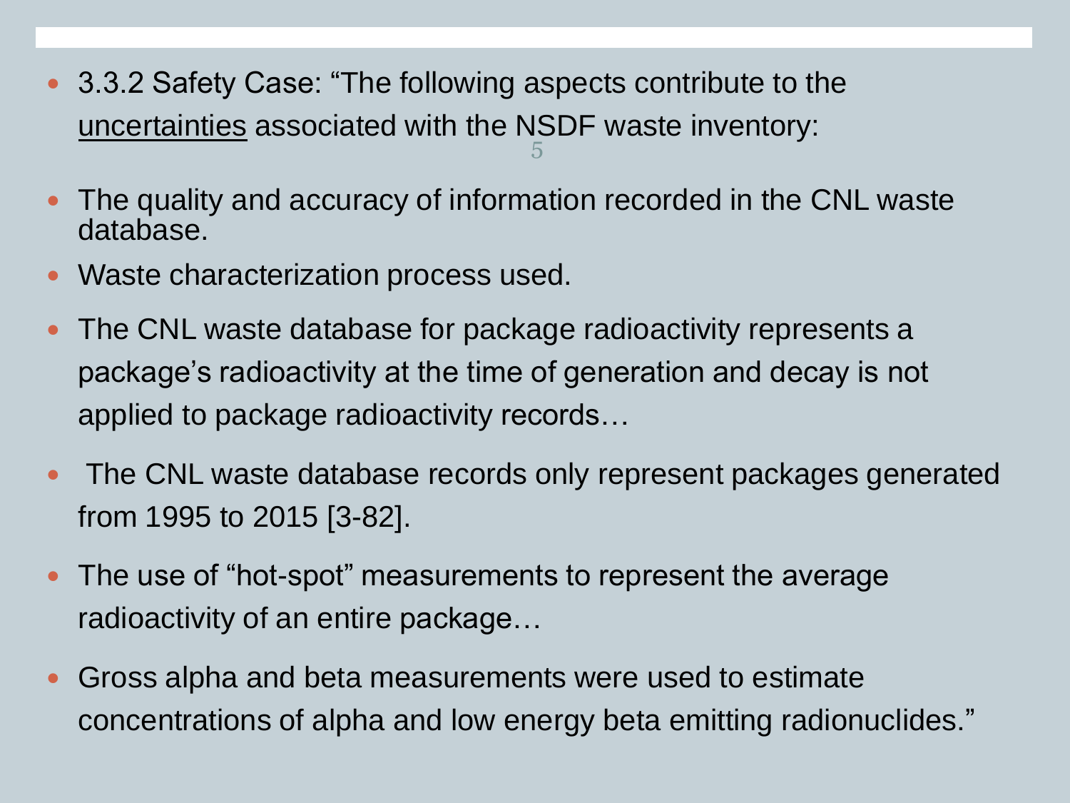- 3.3.2 Safety Case: "The following aspects contribute to the <u>uncertainties</u> associated with the NSDF waste inventory:

- The quality and accuracy of information recorded in the CNL waste database.
- Waste characterization process used.
- The CNL waste database for package radioactivity represents a package's radioactivity at the time of generation and decay is not applied to package radioactivity records…
- The CNL waste database records only represent packages generated from 1995 to 2015 [3-82].
- The use of "hot-spot" measurements to represent the average radioactivity of an entire package…
- Gross alpha and beta measurements were used to estimate concentrations of alpha and low energy beta emitting radionuclides."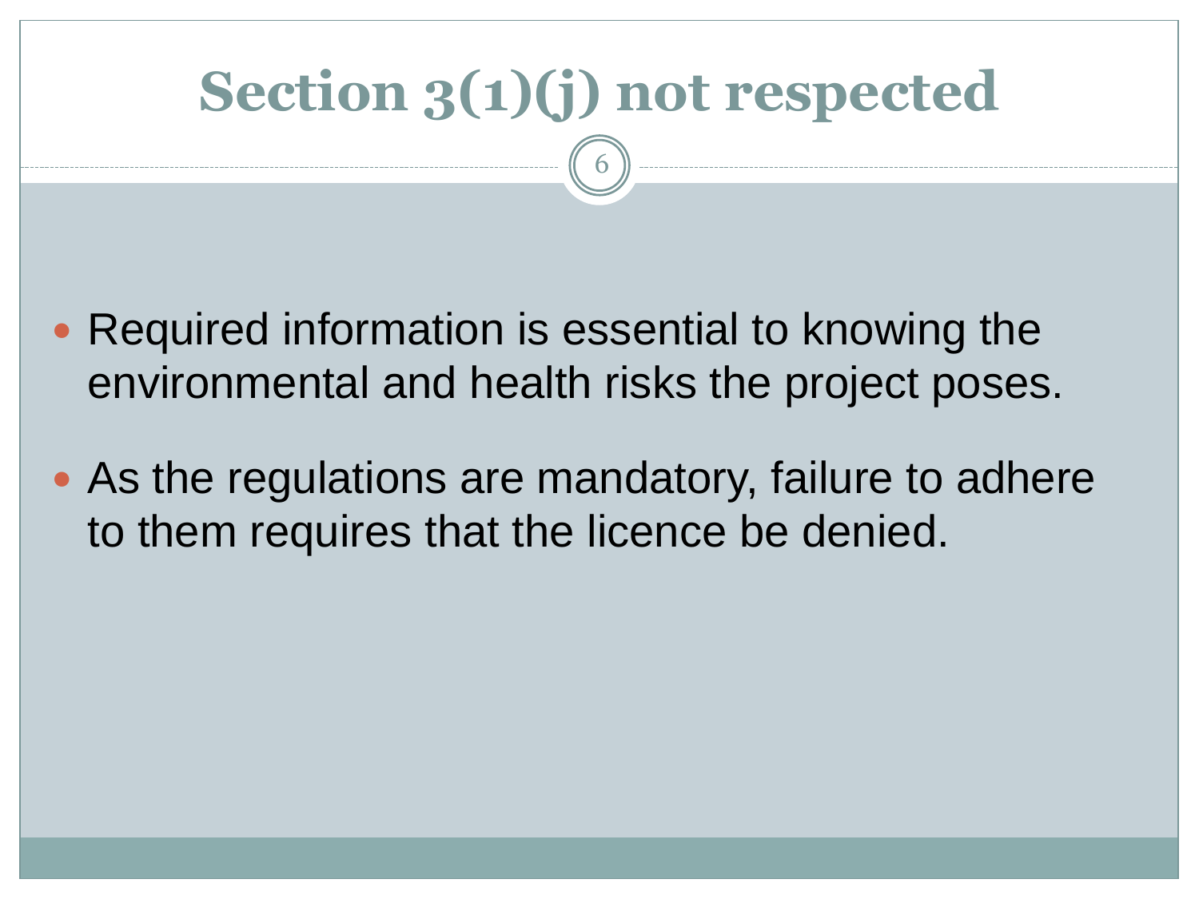# Section 3(1)(j) not respected

- Required information is essential to knowing the environmental and health risks the project poses.
- As the regulations are mandatory, failure to adhere to them requires that the licence be denied.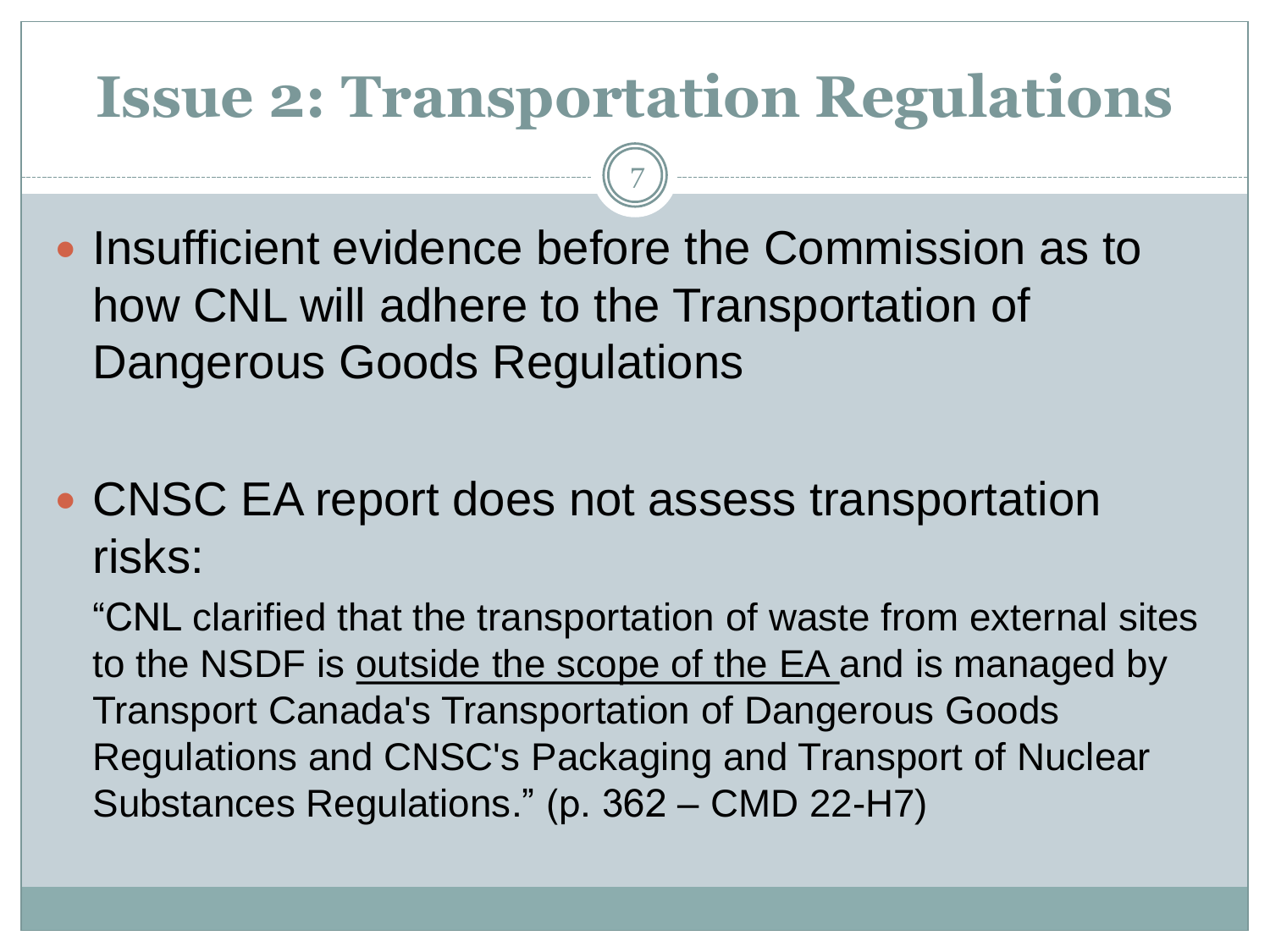# Issue 2: Transportation Regulations

- Insufficient evidence before the Commission as to how CNL will adhere to the Transportation of Dangerous Goods Regulations

- CNSC EA report does not assess transportation risks:

  "CNL clarified that the transportation of waste from external sites to the NSDF is <u>outside the scope of the EA</u> and is managed by Transport Canada's Transportation of Dangerous Goods Regulations and CNSC's Packaging and Transport of Nuclear Substances Regulations." (p. 362 – CMD 22-H7)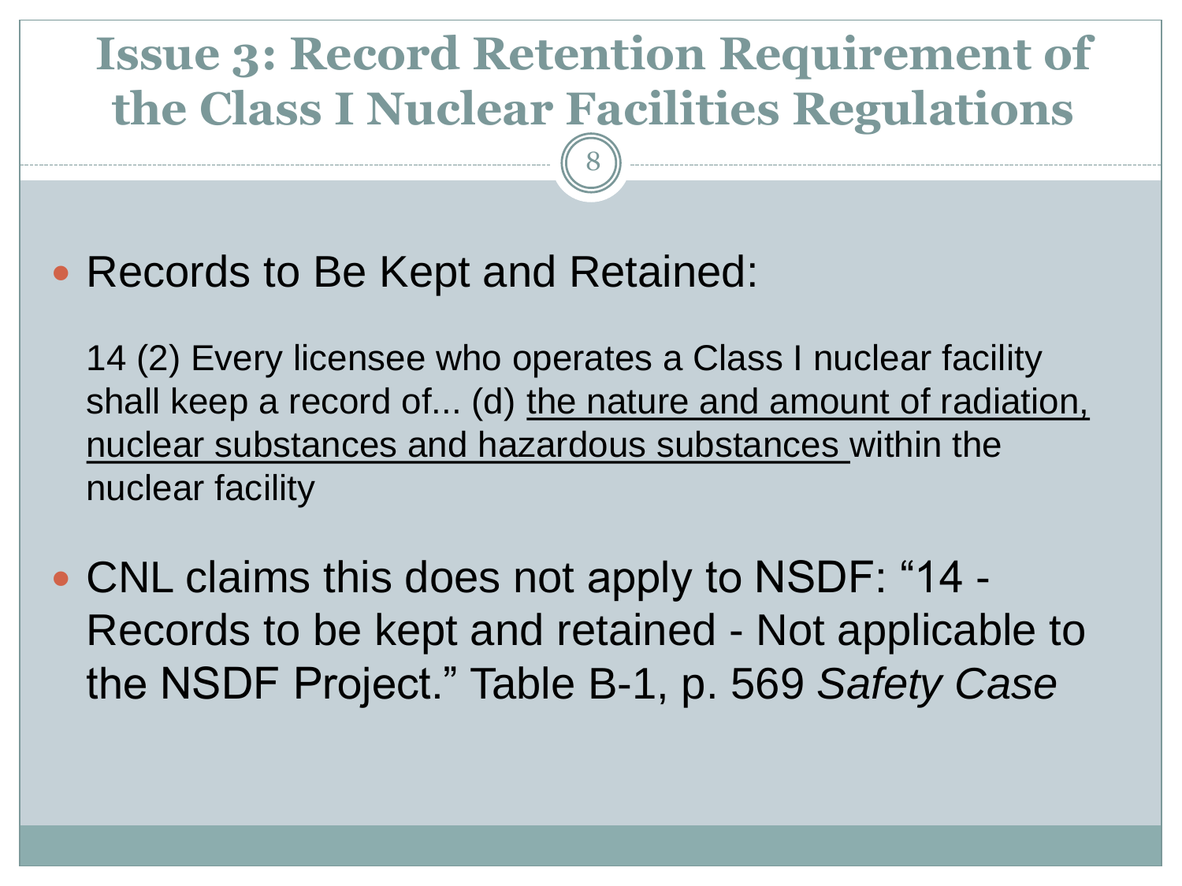# Issue 3: Record Retention Requirement of the Class I Nuclear Facilities Regulations

- Records to Be Kept and Retained:

  14 (2) Every licensee who operates a Class I nuclear facility shall keep a record of... (d) <u>the nature and amount of radiation, nuclear substances and hazardous substances</u> within the nuclear facility

- CNL claims this does not apply to NSDF: "14 - Records to be kept and retained - Not applicable to the NSDF Project." Table B-1, p. 569 *Safety Case*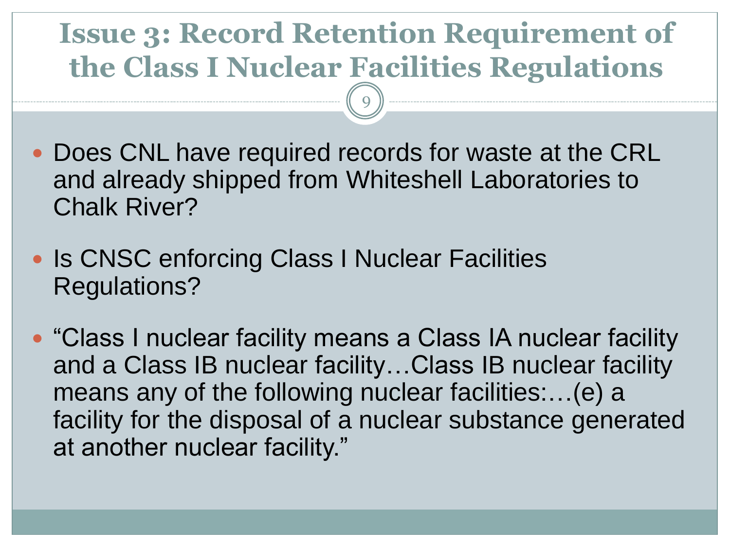# Issue 3: Record Retention Requirement of the Class I Nuclear Facilities Regulations

- Does CNL have required records for waste at the CRL and already shipped from Whiteshell Laboratories to Chalk River?
- Is CNSC enforcing Class I Nuclear Facilities Regulations?
- "Class I nuclear facility means a Class IA nuclear facility and a Class IB nuclear facility…Class IB nuclear facility means any of the following nuclear facilities:…(e) a facility for the disposal of a nuclear substance generated at another nuclear facility."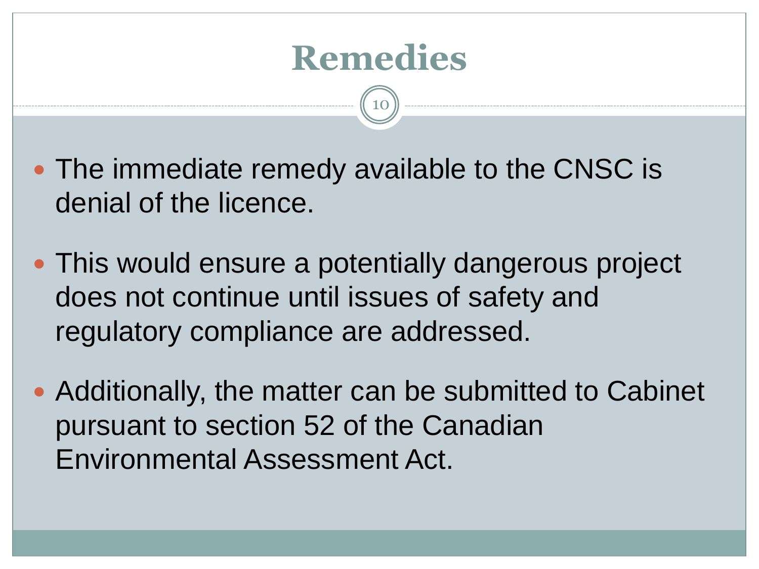# Remedies

- The immediate remedy available to the CNSC is denial of the licence.
- This would ensure a potentially dangerous project does not continue until issues of safety and regulatory compliance are addressed.
- Additionally, the matter can be submitted to Cabinet pursuant to section 52 of the Canadian Environmental Assessment Act.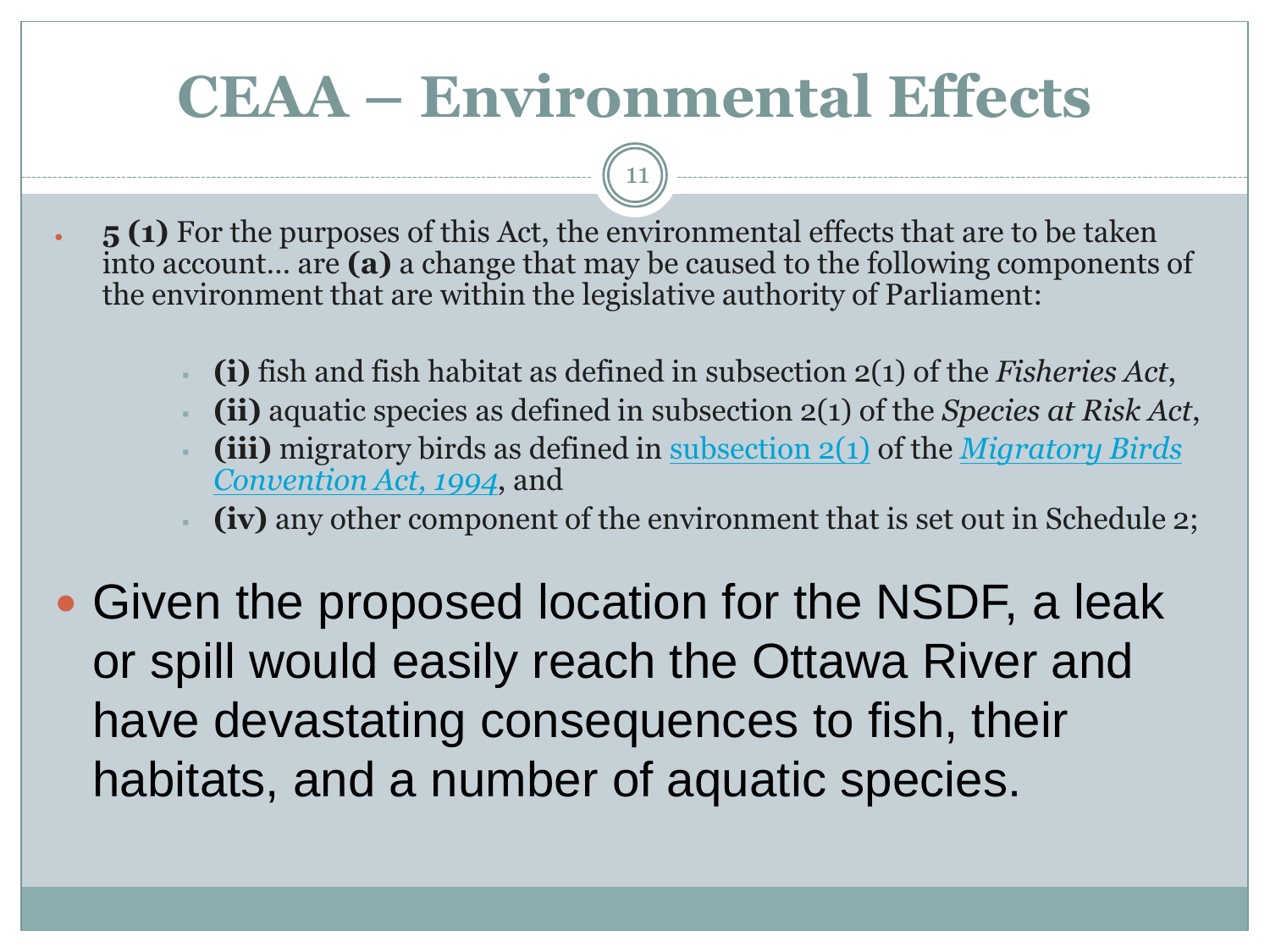# CEAA – Environmental Effects

- **5 (1)** For the purposes of this Act, the environmental effects that are to be taken into account… are **(a)** a change that may be caused to the following components of the environment that are within the legislative authority of Parliament:
  - **(i)** fish and fish habitat as defined in subsection 2(1) of the *Fisheries Act*,
  - **(ii)** aquatic species as defined in subsection 2(1) of the *Species at Risk Act*,
  - **(iii)** migratory birds as defined in subsection 2(1) of the *Migratory Birds Convention Act, 1994*, and
  - **(iv)** any other component of the environment that is set out in Schedule 2;

- Given the proposed location for the NSDF, a leak or spill would easily reach the Ottawa River and have devastating consequences to fish, their habitats, and a number of aquatic species.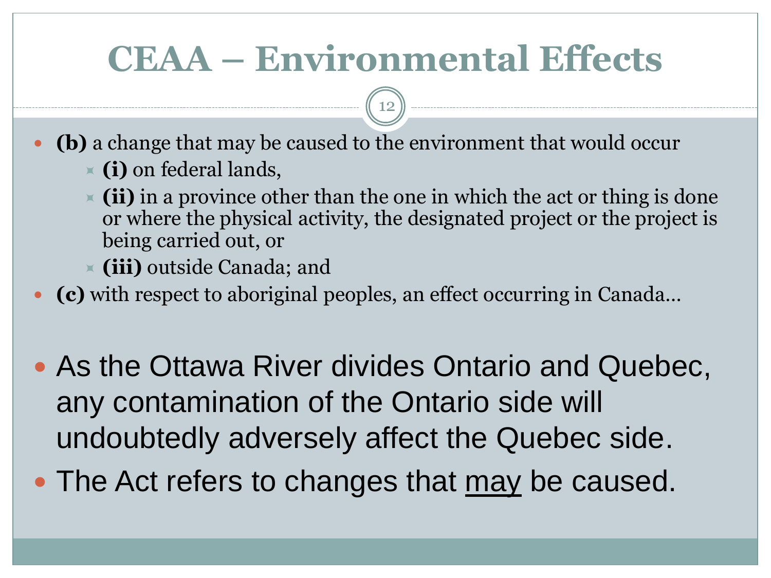# CEAA – Environmental Effects

- **(b)** a change that may be caused to the environment that would occur
  - **(i)** on federal lands,
  - **(ii)** in a province other than the one in which the act or thing is done or where the physical activity, the designated project or the project is being carried out, or
  - **(iii)** outside Canada; and
- **(c)** with respect to aboriginal peoples, an effect occurring in Canada…

- As the Ottawa River divides Ontario and Quebec, any contamination of the Ontario side will undoubtedly adversely affect the Quebec side.
- The Act refers to changes that <u>may</u> be caused.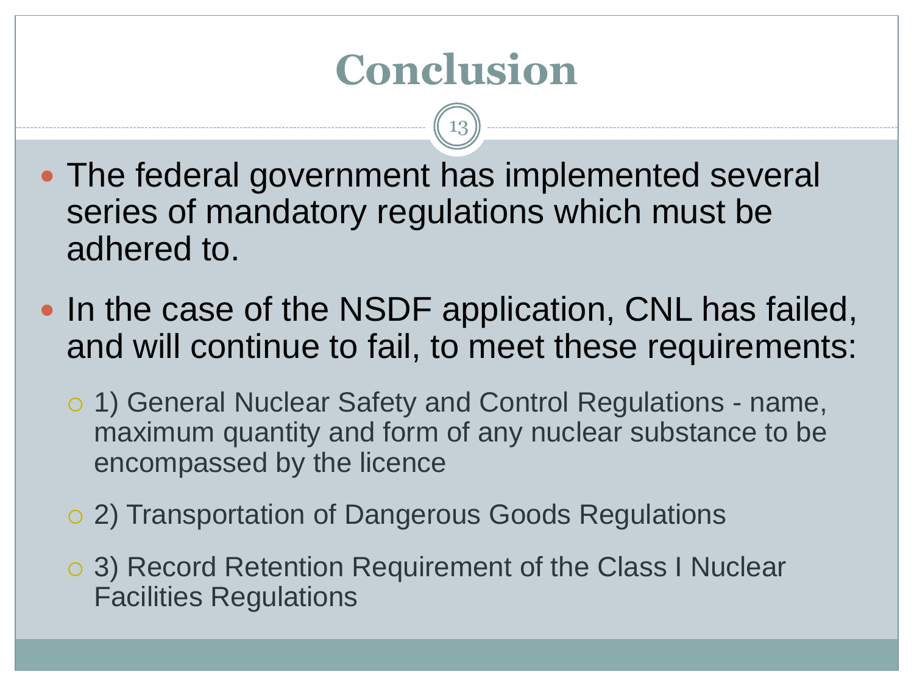# Conclusion

- The federal government has implemented several series of mandatory regulations which must be adhered to.
- In the case of the NSDF application, CNL has failed, and will continue to fail, to meet these requirements:
  - 1) General Nuclear Safety and Control Regulations - name, maximum quantity and form of any nuclear substance to be encompassed by the licence
  - 2) Transportation of Dangerous Goods Regulations
  - 3) Record Retention Requirement of the Class I Nuclear Facilities Regulations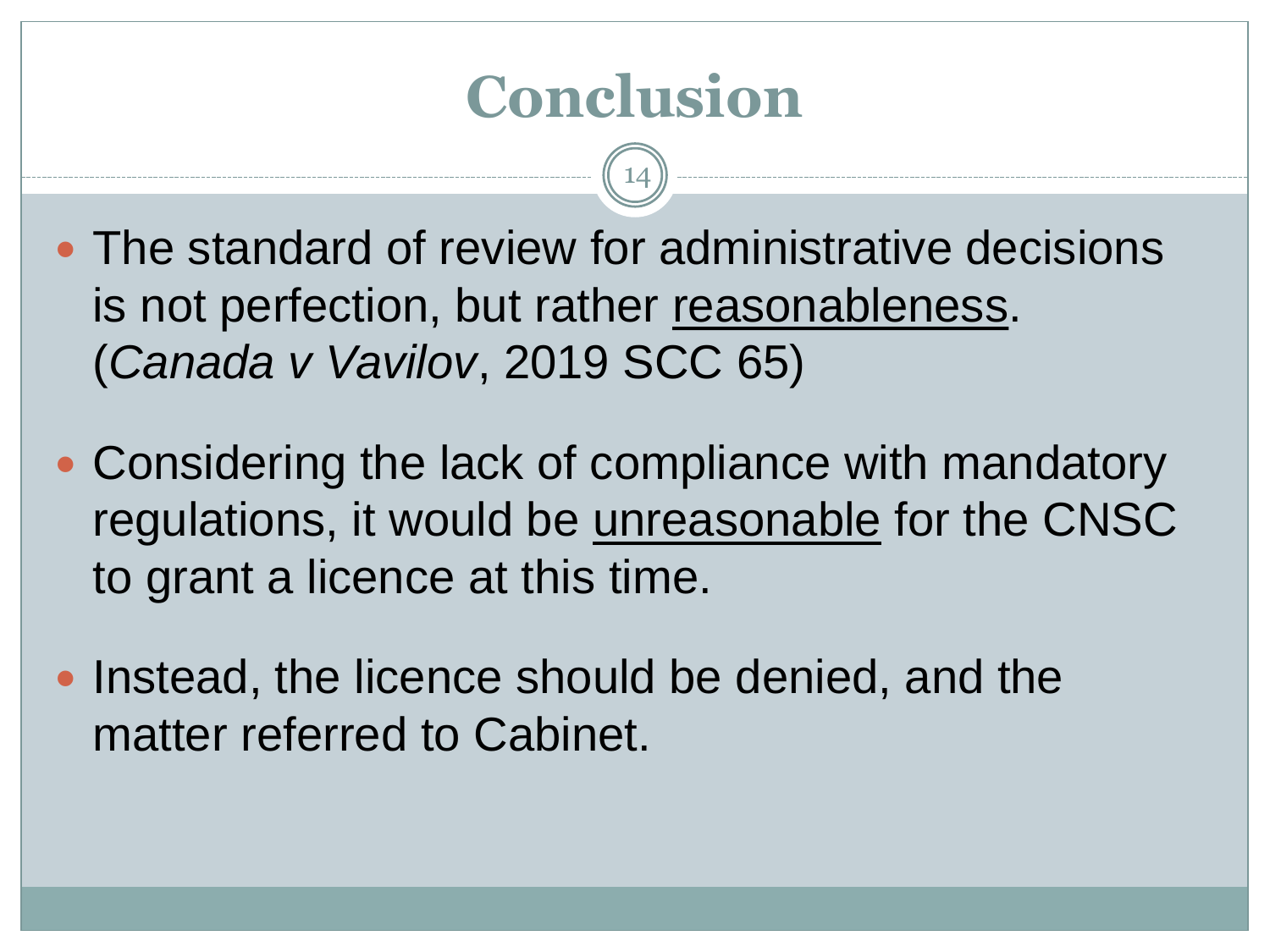# Conclusion

- The standard of review for administrative decisions is not perfection, but rather reasonableness. (*Canada v Vavilov*, 2019 SCC 65)

- Considering the lack of compliance with mandatory regulations, it would be unreasonable for the CNSC to grant a licence at this time.

- Instead, the licence should be denied, and the matter referred to Cabinet.